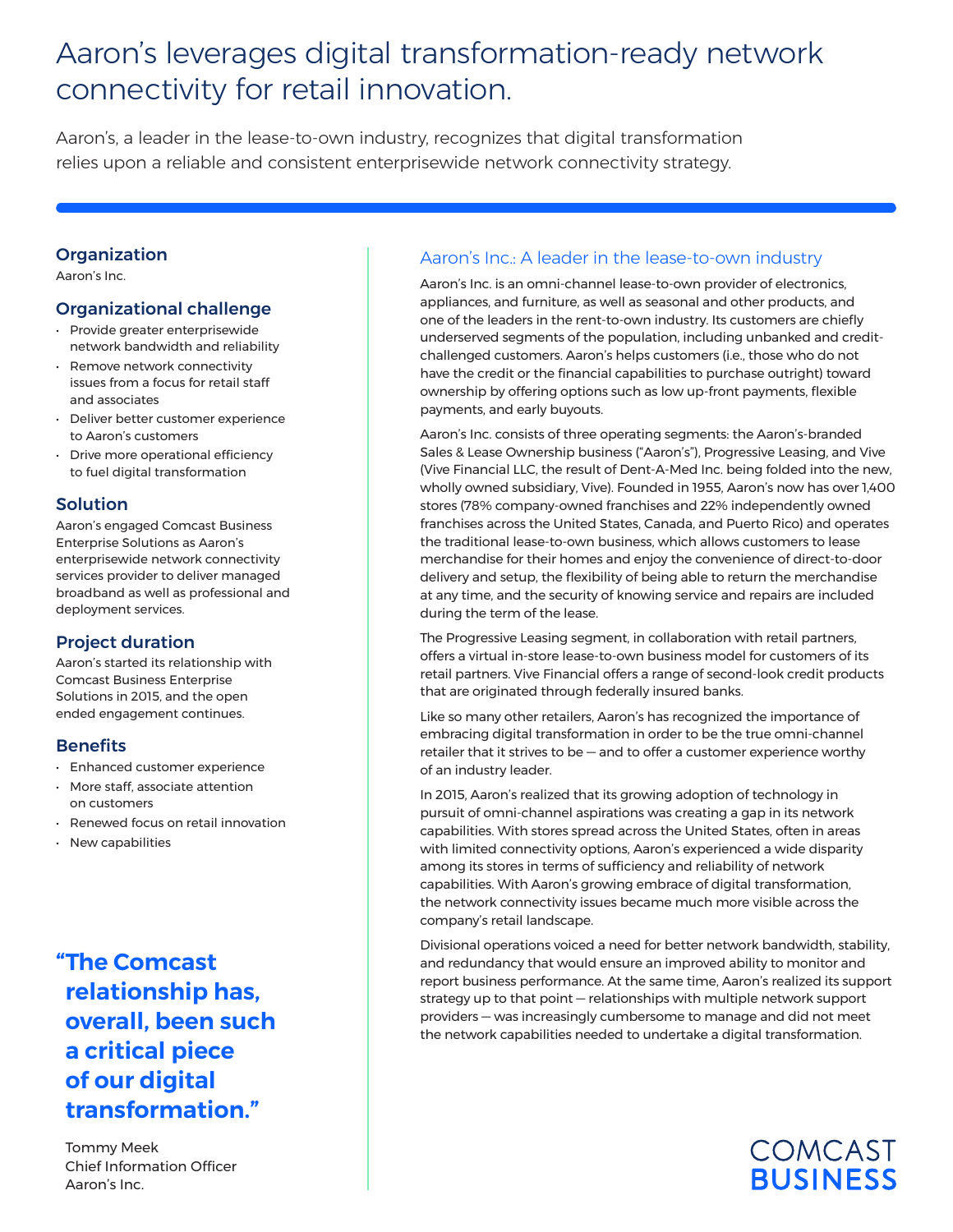# Aaron's leverages digital transformation-ready network connectivity for retail innovation.

Aaron's, a leader in the lease-to-own industry, recognizes that digital transformation relies upon a reliable and consistent enterprisewide network connectivity strategy.

### Organization

Aaron's Inc.

### Organizational challenge

- Provide greater enterprisewide network bandwidth and reliability
- Remove network connectivity issues from a focus for retail staff and associates
- Deliver better customer experience to Aaron's customers
- Drive more operational efficiency to fuel digital transformation

### Solution

Aaron's engaged Comcast Business Enterprise Solutions as Aaron's enterprisewide network connectivity services provider to deliver managed broadband as well as professional and deployment services.

### Project duration

Aaron's started its relationship with Comcast Business Enterprise Solutions in 2015, and the open ended engagement continues.

### Benefits

- Enhanced customer experience
- More staff, associate attention on customers
- Renewed focus on retail innovation
- New capabilities

> **"The Comcast relationship has, overall, been such a critical piece of our digital transformation."**
>
> Tommy Meek
> Chief Information Officer
> Aaron's Inc.

## Aaron's Inc.: A leader in the lease-to-own industry

Aaron's Inc. is an omni-channel lease-to-own provider of electronics, appliances, and furniture, as well as seasonal and other products, and one of the leaders in the rent-to-own industry. Its customers are chiefly underserved segments of the population, including unbanked and credit-challenged customers. Aaron's helps customers (i.e., those who do not have the credit or the financial capabilities to purchase outright) toward ownership by offering options such as low up-front payments, flexible payments, and early buyouts.

Aaron's Inc. consists of three operating segments: the Aaron's-branded Sales & Lease Ownership business ("Aaron's"), Progressive Leasing, and Vive (Vive Financial LLC, the result of Dent-A-Med Inc. being folded into the new, wholly owned subsidiary, Vive). Founded in 1955, Aaron's now has over 1,400 stores (78% company-owned franchises and 22% independently owned franchises across the United States, Canada, and Puerto Rico) and operates the traditional lease-to-own business, which allows customers to lease merchandise for their homes and enjoy the convenience of direct-to-door delivery and setup, the flexibility of being able to return the merchandise at any time, and the security of knowing service and repairs are included during the term of the lease.

The Progressive Leasing segment, in collaboration with retail partners, offers a virtual in-store lease-to-own business model for customers of its retail partners. Vive Financial offers a range of second-look credit products that are originated through federally insured banks.

Like so many other retailers, Aaron's has recognized the importance of embracing digital transformation in order to be the true omni-channel retailer that it strives to be — and to offer a customer experience worthy of an industry leader.

In 2015, Aaron's realized that its growing adoption of technology in pursuit of omni-channel aspirations was creating a gap in its network capabilities. With stores spread across the United States, often in areas with limited connectivity options, Aaron's experienced a wide disparity among its stores in terms of sufficiency and reliability of network capabilities. With Aaron's growing embrace of digital transformation, the network connectivity issues became much more visible across the company's retail landscape.

Divisional operations voiced a need for better network bandwidth, stability, and redundancy that would ensure an improved ability to monitor and report business performance. At the same time, Aaron's realized its support strategy up to that point — relationships with multiple network support providers — was increasingly cumbersome to manage and did not meet the network capabilities needed to undertake a digital transformation.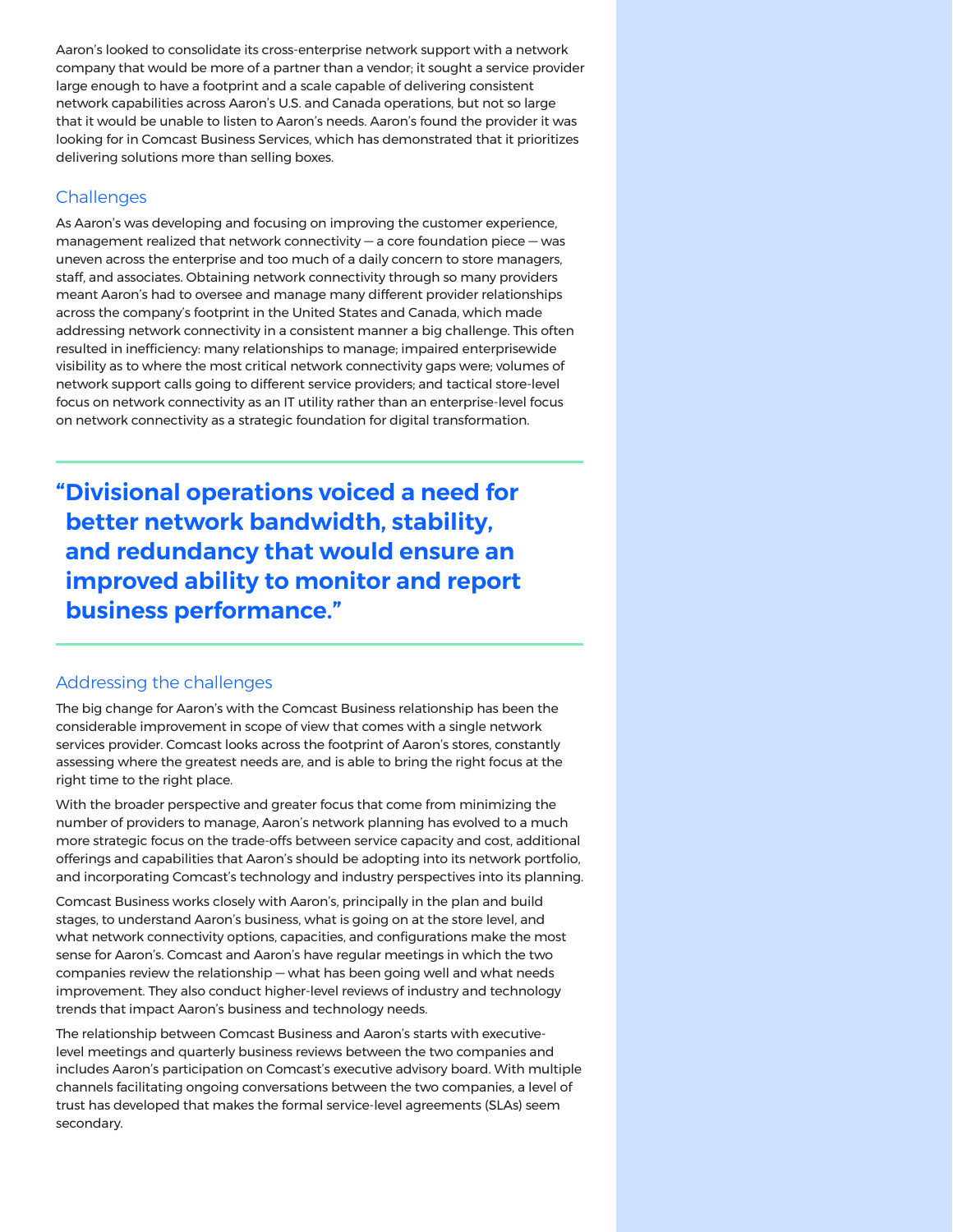Aaron's looked to consolidate its cross-enterprise network support with a network company that would be more of a partner than a vendor; it sought a service provider large enough to have a footprint and a scale capable of delivering consistent network capabilities across Aaron's U.S. and Canada operations, but not so large that it would be unable to listen to Aaron's needs. Aaron's found the provider it was looking for in Comcast Business Services, which has demonstrated that it prioritizes delivering solutions more than selling boxes.

## Challenges

As Aaron's was developing and focusing on improving the customer experience, management realized that network connectivity — a core foundation piece — was uneven across the enterprise and too much of a daily concern to store managers, staff, and associates. Obtaining network connectivity through so many providers meant Aaron's had to oversee and manage many different provider relationships across the company's footprint in the United States and Canada, which made addressing network connectivity in a consistent manner a big challenge. This often resulted in inefficiency: many relationships to manage; impaired enterprisewide visibility as to where the most critical network connectivity gaps were; volumes of network support calls going to different service providers; and tactical store-level focus on network connectivity as an IT utility rather than an enterprise-level focus on network connectivity as a strategic foundation for digital transformation.

> **"Divisional operations voiced a need for better network bandwidth, stability, and redundancy that would ensure an improved ability to monitor and report business performance."**

## Addressing the challenges

The big change for Aaron's with the Comcast Business relationship has been the considerable improvement in scope of view that comes with a single network services provider. Comcast looks across the footprint of Aaron's stores, constantly assessing where the greatest needs are, and is able to bring the right focus at the right time to the right place.

With the broader perspective and greater focus that come from minimizing the number of providers to manage, Aaron's network planning has evolved to a much more strategic focus on the trade-offs between service capacity and cost, additional offerings and capabilities that Aaron's should be adopting into its network portfolio, and incorporating Comcast's technology and industry perspectives into its planning.

Comcast Business works closely with Aaron's, principally in the plan and build stages, to understand Aaron's business, what is going on at the store level, and what network connectivity options, capacities, and configurations make the most sense for Aaron's. Comcast and Aaron's have regular meetings in which the two companies review the relationship — what has been going well and what needs improvement. They also conduct higher-level reviews of industry and technology trends that impact Aaron's business and technology needs.

The relationship between Comcast Business and Aaron's starts with executive-level meetings and quarterly business reviews between the two companies and includes Aaron's participation on Comcast's executive advisory board. With multiple channels facilitating ongoing conversations between the two companies, a level of trust has developed that makes the formal service-level agreements (SLAs) seem secondary.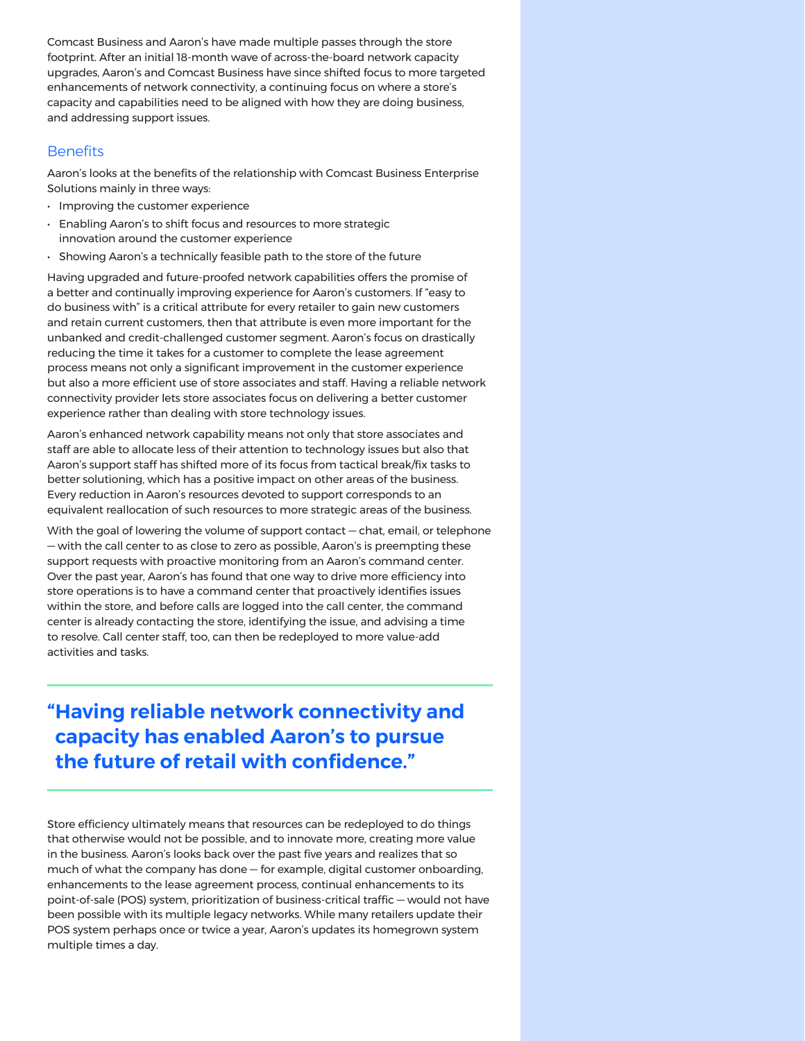Comcast Business and Aaron's have made multiple passes through the store footprint. After an initial 18-month wave of across-the-board network capacity upgrades, Aaron's and Comcast Business have since shifted focus to more targeted enhancements of network connectivity, a continuing focus on where a store's capacity and capabilities need to be aligned with how they are doing business, and addressing support issues.

## Benefits

Aaron's looks at the benefits of the relationship with Comcast Business Enterprise Solutions mainly in three ways:

- Improving the customer experience
- Enabling Aaron's to shift focus and resources to more strategic innovation around the customer experience
- Showing Aaron's a technically feasible path to the store of the future

Having upgraded and future-proofed network capabilities offers the promise of a better and continually improving experience for Aaron's customers. If "easy to do business with" is a critical attribute for every retailer to gain new customers and retain current customers, then that attribute is even more important for the unbanked and credit-challenged customer segment. Aaron's focus on drastically reducing the time it takes for a customer to complete the lease agreement process means not only a significant improvement in the customer experience but also a more efficient use of store associates and staff. Having a reliable network connectivity provider lets store associates focus on delivering a better customer experience rather than dealing with store technology issues.

Aaron's enhanced network capability means not only that store associates and staff are able to allocate less of their attention to technology issues but also that Aaron's support staff has shifted more of its focus from tactical break/fix tasks to better solutioning, which has a positive impact on other areas of the business. Every reduction in Aaron's resources devoted to support corresponds to an equivalent reallocation of such resources to more strategic areas of the business.

With the goal of lowering the volume of support contact — chat, email, or telephone — with the call center to as close to zero as possible, Aaron's is preempting these support requests with proactive monitoring from an Aaron's command center. Over the past year, Aaron's has found that one way to drive more efficiency into store operations is to have a command center that proactively identifies issues within the store, and before calls are logged into the call center, the command center is already contacting the store, identifying the issue, and advising a time to resolve. Call center staff, too, can then be redeployed to more value-add activities and tasks.

> **"Having reliable network connectivity and capacity has enabled Aaron's to pursue the future of retail with confidence."**

Store efficiency ultimately means that resources can be redeployed to do things that otherwise would not be possible, and to innovate more, creating more value in the business. Aaron's looks back over the past five years and realizes that so much of what the company has done — for example, digital customer onboarding, enhancements to the lease agreement process, continual enhancements to its point-of-sale (POS) system, prioritization of business-critical traffic — would not have been possible with its multiple legacy networks. While many retailers update their POS system perhaps once or twice a year, Aaron's updates its homegrown system multiple times a day.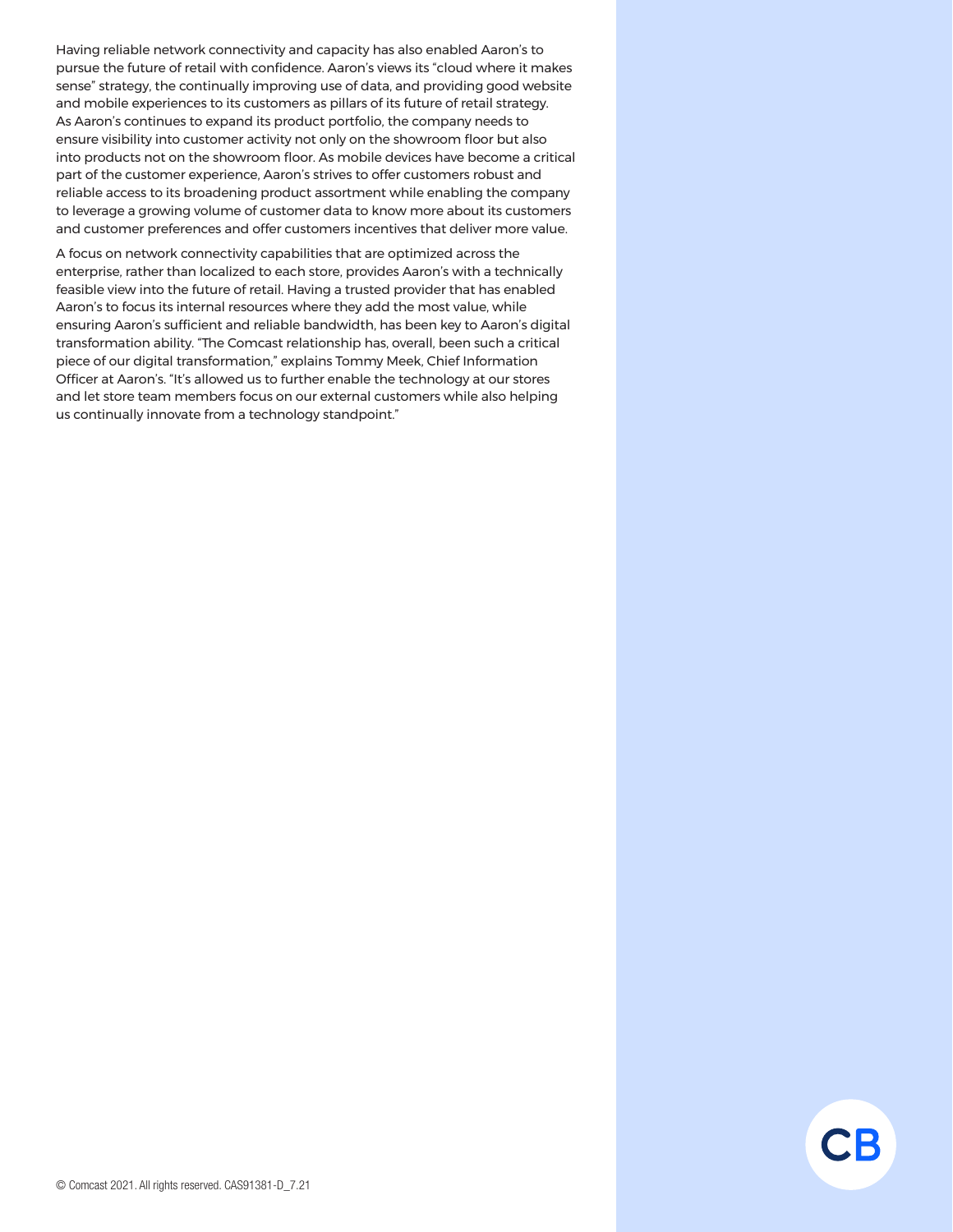Having reliable network connectivity and capacity has also enabled Aaron's to pursue the future of retail with confidence. Aaron's views its "cloud where it makes sense" strategy, the continually improving use of data, and providing good website and mobile experiences to its customers as pillars of its future of retail strategy. As Aaron's continues to expand its product portfolio, the company needs to ensure visibility into customer activity not only on the showroom floor but also into products not on the showroom floor. As mobile devices have become a critical part of the customer experience, Aaron's strives to offer customers robust and reliable access to its broadening product assortment while enabling the company to leverage a growing volume of customer data to know more about its customers and customer preferences and offer customers incentives that deliver more value.

A focus on network connectivity capabilities that are optimized across the enterprise, rather than localized to each store, provides Aaron's with a technically feasible view into the future of retail. Having a trusted provider that has enabled Aaron's to focus its internal resources where they add the most value, while ensuring Aaron's sufficient and reliable bandwidth, has been key to Aaron's digital transformation ability. "The Comcast relationship has, overall, been such a critical piece of our digital transformation," explains Tommy Meek, Chief Information Officer at Aaron's. "It's allowed us to further enable the technology at our stores and let store team members focus on our external customers while also helping us continually innovate from a technology standpoint."

© Comcast 2021. All rights reserved. CAS91381-D_7.21